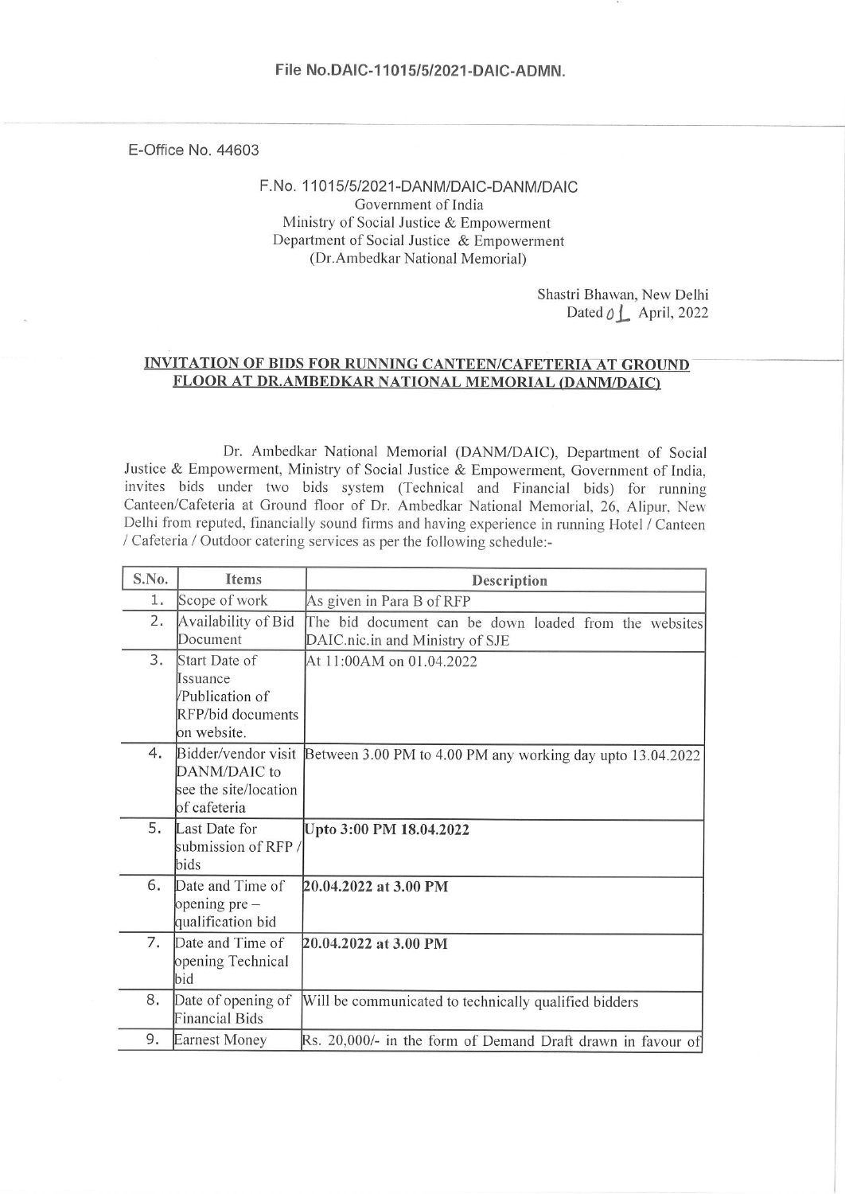File No.DAIC-11015/5/2021-DAIC-ADMN.

E-Office No. 44603

F.No. 11015/5/2021-DANM/DAIC-DANM/DAIC
Government of India
Ministry of Social Justice & Empowerment
Department of Social Justice & Empowerment
(Dr.Ambedkar National Memorial)

Shastri Bhawan, New Delhi
Dated 01 April, 2022

## INVITATION OF BIDS FOR RUNNING CANTEEN/CAFETERIA AT GROUND FLOOR AT DR.AMBEDKAR NATIONAL MEMORIAL (DANM/DAIC)

Dr. Ambedkar National Memorial (DANM/DAIC), Department of Social Justice & Empowerment, Ministry of Social Justice & Empowerment, Government of India, invites bids under two bids system (Technical and Financial bids) for running Canteen/Cafeteria at Ground floor of Dr. Ambedkar National Memorial, 26, Alipur, New Delhi from reputed, financially sound firms and having experience in running Hotel / Canteen / Cafeteria / Outdoor catering services as per the following schedule:-

| S.No. | Items | Description |
|---|---|---|
| 1. | Scope of work | As given in Para B of RFP |
| 2. | Availability of Bid Document | The bid document can be down loaded from the websites DAIC.nic.in and Ministry of SJE |
| 3. | Start Date of Issuance /Publication of RFP/bid documents on website. | At 11:00AM on 01.04.2022 |
| 4. | Bidder/vendor visit DANM/DAIC to see the site/location of cafeteria | Between 3.00 PM to 4.00 PM any working day upto 13.04.2022 |
| 5. | Last Date for submission of RFP / bids | **Upto 3:00 PM 18.04.2022** |
| 6. | Date and Time of opening pre – qualification bid | **20.04.2022 at 3.00 PM** |
| 7. | Date and Time of opening Technical bid | **20.04.2022 at 3.00 PM** |
| 8. | Date of opening of Financial Bids | Will be communicated to technically qualified bidders |
| 9. | Earnest Money | Rs. 20,000/- in the form of Demand Draft drawn in favour of |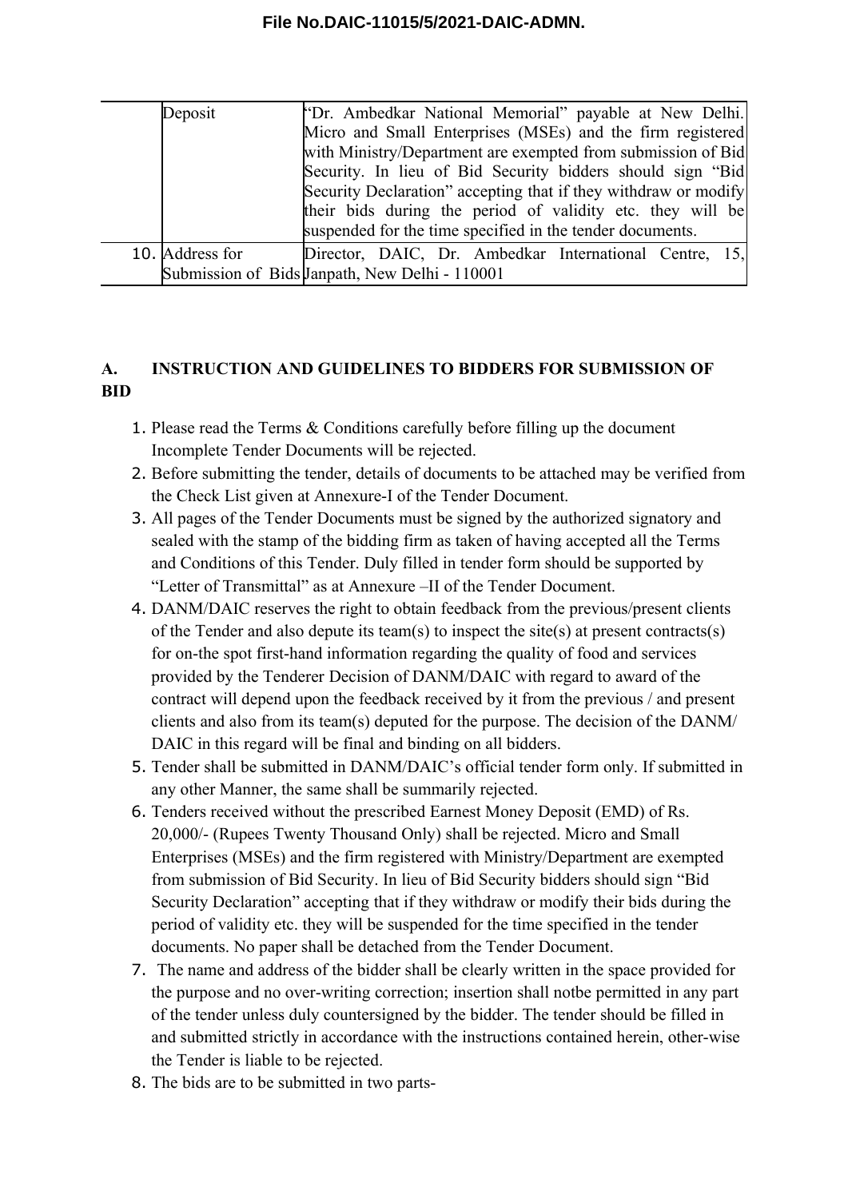| | | |
|---|---|---|
| | Deposit | "Dr. Ambedkar National Memorial" payable at New Delhi. Micro and Small Enterprises (MSEs) and the firm registered with Ministry/Department are exempted from submission of Bid Security. In lieu of Bid Security bidders should sign "Bid Security Declaration" accepting that if they withdraw or modify their bids during the period of validity etc. they will be suspended for the time specified in the tender documents. |
| 10. | Address for Submission of Bids | Director, DAIC, Dr. Ambedkar International Centre, 15, Janpath, New Delhi - 110001 |

## A. INSTRUCTION AND GUIDELINES TO BIDDERS FOR SUBMISSION OF BID

1. Please read the Terms & Conditions carefully before filling up the document Incomplete Tender Documents will be rejected.
2. Before submitting the tender, details of documents to be attached may be verified from the Check List given at Annexure-I of the Tender Document.
3. All pages of the Tender Documents must be signed by the authorized signatory and sealed with the stamp of the bidding firm as taken of having accepted all the Terms and Conditions of this Tender. Duly filled in tender form should be supported by "Letter of Transmittal" as at Annexure –II of the Tender Document.
4. DANM/DAIC reserves the right to obtain feedback from the previous/present clients of the Tender and also depute its team(s) to inspect the site(s) at present contracts(s) for on-the spot first-hand information regarding the quality of food and services provided by the Tenderer Decision of DANM/DAIC with regard to award of the contract will depend upon the feedback received by it from the previous / and present clients and also from its team(s) deputed for the purpose. The decision of the DANM/ DAIC in this regard will be final and binding on all bidders.
5. Tender shall be submitted in DANM/DAIC's official tender form only. If submitted in any other Manner, the same shall be summarily rejected.
6. Tenders received without the prescribed Earnest Money Deposit (EMD) of Rs. 20,000/- (Rupees Twenty Thousand Only) shall be rejected. Micro and Small Enterprises (MSEs) and the firm registered with Ministry/Department are exempted from submission of Bid Security. In lieu of Bid Security bidders should sign "Bid Security Declaration" accepting that if they withdraw or modify their bids during the period of validity etc. they will be suspended for the time specified in the tender documents. No paper shall be detached from the Tender Document.
7. The name and address of the bidder shall be clearly written in the space provided for the purpose and no over-writing correction; insertion shall notbe permitted in any part of the tender unless duly countersigned by the bidder. The tender should be filled in and submitted strictly in accordance with the instructions contained herein, other-wise the Tender is liable to be rejected.
8. The bids are to be submitted in two parts-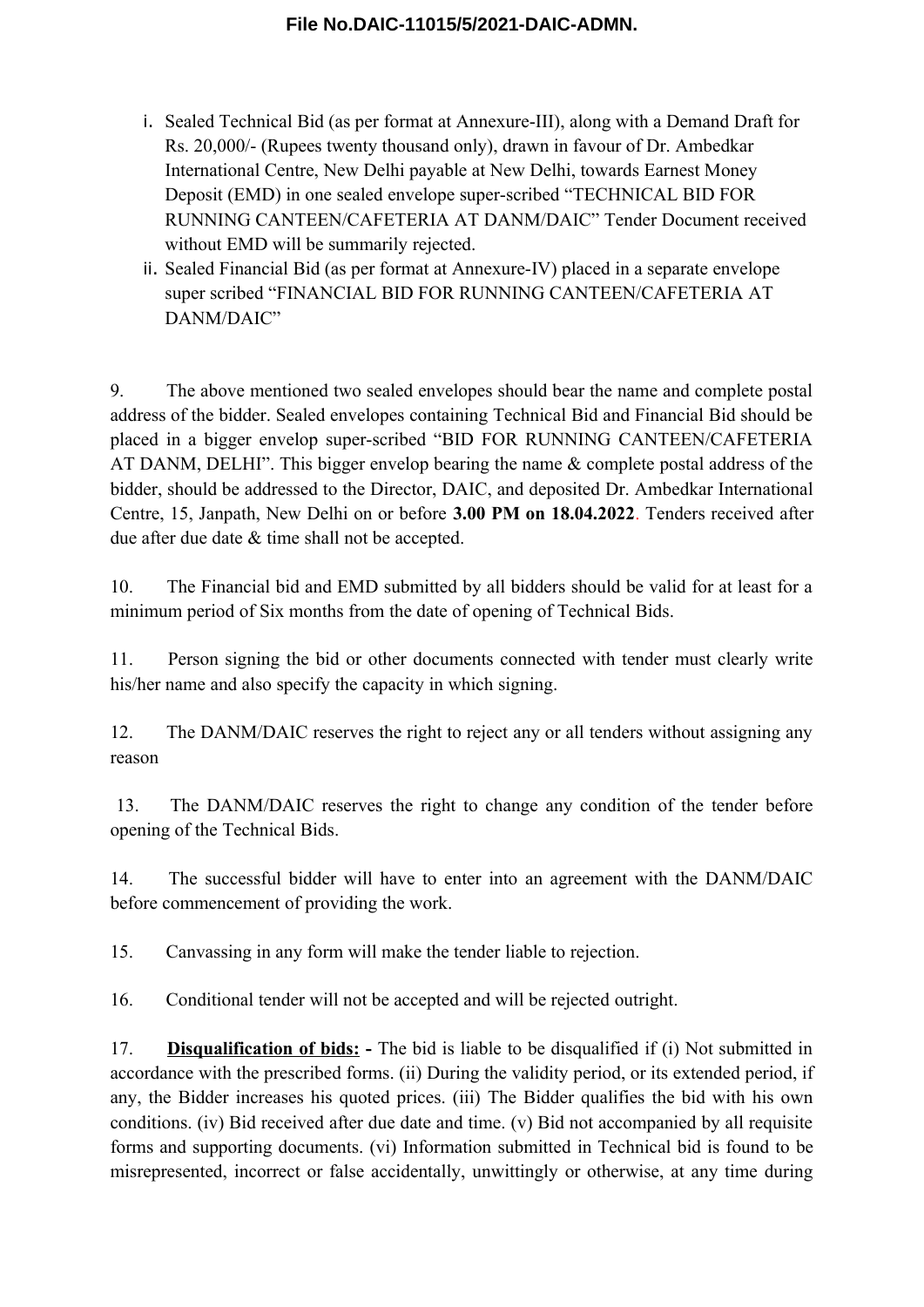i. Sealed Technical Bid (as per format at Annexure-III), along with a Demand Draft for Rs. 20,000/- (Rupees twenty thousand only), drawn in favour of Dr. Ambedkar International Centre, New Delhi payable at New Delhi, towards Earnest Money Deposit (EMD) in one sealed envelope super-scribed "TECHNICAL BID FOR RUNNING CANTEEN/CAFETERIA AT DANM/DAIC" Tender Document received without EMD will be summarily rejected.
ii. Sealed Financial Bid (as per format at Annexure-IV) placed in a separate envelope super scribed "FINANCIAL BID FOR RUNNING CANTEEN/CAFETERIA AT DANM/DAIC"

9. The above mentioned two sealed envelopes should bear the name and complete postal address of the bidder. Sealed envelopes containing Technical Bid and Financial Bid should be placed in a bigger envelop super-scribed "BID FOR RUNNING CANTEEN/CAFETERIA AT DANM, DELHI". This bigger envelop bearing the name & complete postal address of the bidder, should be addressed to the Director, DAIC, and deposited Dr. Ambedkar International Centre, 15, Janpath, New Delhi on or before **3.00 PM on 18.04.2022**. Tenders received after due after due date & time shall not be accepted.

10. The Financial bid and EMD submitted by all bidders should be valid for at least for a minimum period of Six months from the date of opening of Technical Bids.

11. Person signing the bid or other documents connected with tender must clearly write his/her name and also specify the capacity in which signing.

12. The DANM/DAIC reserves the right to reject any or all tenders without assigning any reason

13. The DANM/DAIC reserves the right to change any condition of the tender before opening of the Technical Bids.

14. The successful bidder will have to enter into an agreement with the DANM/DAIC before commencement of providing the work.

15. Canvassing in any form will make the tender liable to rejection.

16. Conditional tender will not be accepted and will be rejected outright.

17. **Disqualification of bids: -** The bid is liable to be disqualified if (i) Not submitted in accordance with the prescribed forms. (ii) During the validity period, or its extended period, if any, the Bidder increases his quoted prices. (iii) The Bidder qualifies the bid with his own conditions. (iv) Bid received after due date and time. (v) Bid not accompanied by all requisite forms and supporting documents. (vi) Information submitted in Technical bid is found to be misrepresented, incorrect or false accidentally, unwittingly or otherwise, at any time during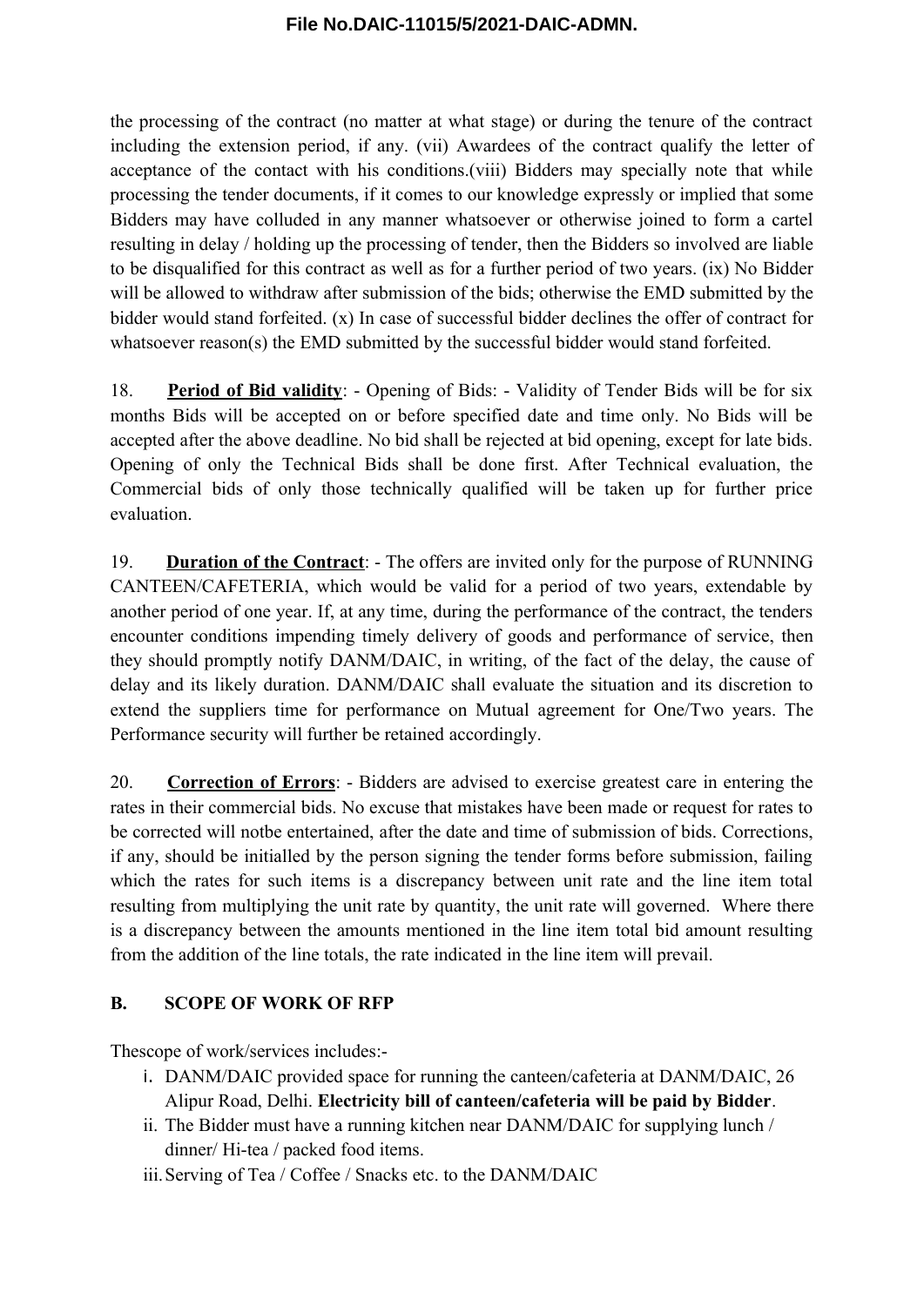the processing of the contract (no matter at what stage) or during the tenure of the contract including the extension period, if any. (vii) Awardees of the contract qualify the letter of acceptance of the contact with his conditions.(viii) Bidders may specially note that while processing the tender documents, if it comes to our knowledge expressly or implied that some Bidders may have colluded in any manner whatsoever or otherwise joined to form a cartel resulting in delay / holding up the processing of tender, then the Bidders so involved are liable to be disqualified for this contract as well as for a further period of two years. (ix) No Bidder will be allowed to withdraw after submission of the bids; otherwise the EMD submitted by the bidder would stand forfeited. (x) In case of successful bidder declines the offer of contract for whatsoever reason(s) the EMD submitted by the successful bidder would stand forfeited.

18. **Period of Bid validity**: - Opening of Bids: - Validity of Tender Bids will be for six months Bids will be accepted on or before specified date and time only. No Bids will be accepted after the above deadline. No bid shall be rejected at bid opening, except for late bids. Opening of only the Technical Bids shall be done first. After Technical evaluation, the Commercial bids of only those technically qualified will be taken up for further price evaluation.

19. **Duration of the Contract**: - The offers are invited only for the purpose of RUNNING CANTEEN/CAFETERIA, which would be valid for a period of two years, extendable by another period of one year. If, at any time, during the performance of the contract, the tenders encounter conditions impending timely delivery of goods and performance of service, then they should promptly notify DANM/DAIC, in writing, of the fact of the delay, the cause of delay and its likely duration. DANM/DAIC shall evaluate the situation and its discretion to extend the suppliers time for performance on Mutual agreement for One/Two years. The Performance security will further be retained accordingly.

20. **Correction of Errors**: - Bidders are advised to exercise greatest care in entering the rates in their commercial bids. No excuse that mistakes have been made or request for rates to be corrected will notbe entertained, after the date and time of submission of bids. Corrections, if any, should be initialled by the person signing the tender forms before submission, failing which the rates for such items is a discrepancy between unit rate and the line item total resulting from multiplying the unit rate by quantity, the unit rate will governed. Where there is a discrepancy between the amounts mentioned in the line item total bid amount resulting from the addition of the line totals, the rate indicated in the line item will prevail.

## B. SCOPE OF WORK OF RFP

Thescope of work/services includes:-

i. DANM/DAIC provided space for running the canteen/cafeteria at DANM/DAIC, 26 Alipur Road, Delhi. **Electricity bill of canteen/cafeteria will be paid by Bidder**.
ii. The Bidder must have a running kitchen near DANM/DAIC for supplying lunch / dinner/ Hi-tea / packed food items.
iii. Serving of Tea / Coffee / Snacks etc. to the DANM/DAIC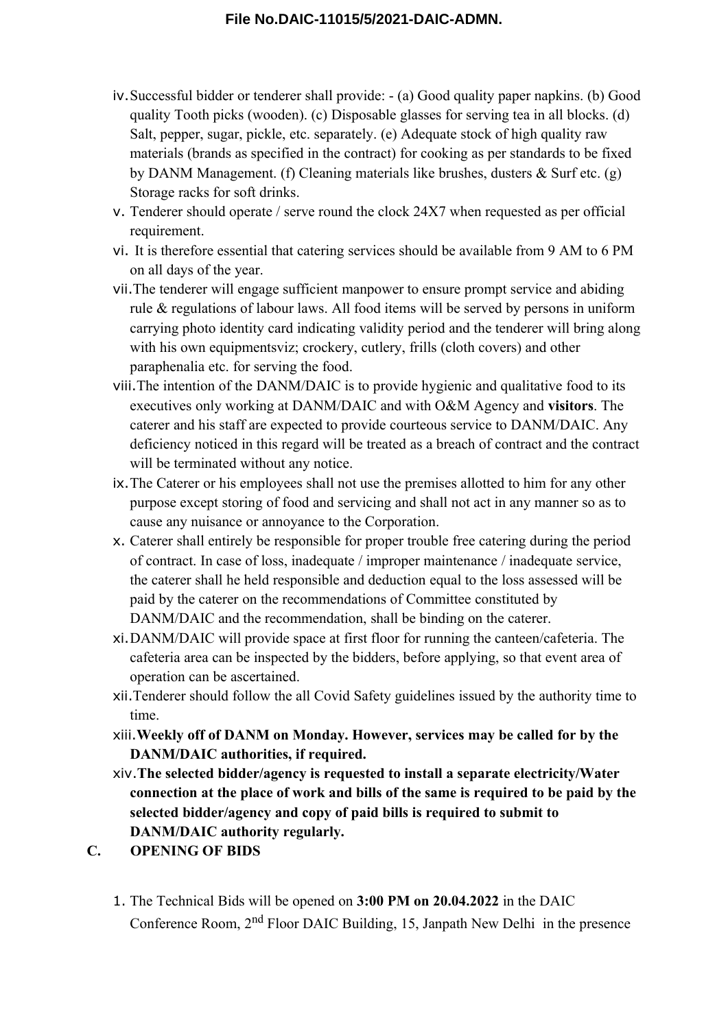iv. Successful bidder or tenderer shall provide: - (a) Good quality paper napkins. (b) Good quality Tooth picks (wooden). (c) Disposable glasses for serving tea in all blocks. (d) Salt, pepper, sugar, pickle, etc. separately. (e) Adequate stock of high quality raw materials (brands as specified in the contract) for cooking as per standards to be fixed by DANM Management. (f) Cleaning materials like brushes, dusters & Surf etc. (g) Storage racks for soft drinks.

v. Tenderer should operate / serve round the clock 24X7 when requested as per official requirement.

vi. It is therefore essential that catering services should be available from 9 AM to 6 PM on all days of the year.

vii. The tenderer will engage sufficient manpower to ensure prompt service and abiding rule & regulations of labour laws. All food items will be served by persons in uniform carrying photo identity card indicating validity period and the tenderer will bring along with his own equipmentsviz; crockery, cutlery, frills (cloth covers) and other paraphenalia etc. for serving the food.

viii. The intention of the DANM/DAIC is to provide hygienic and qualitative food to its executives only working at DANM/DAIC and with O&M Agency and **visitors**. The caterer and his staff are expected to provide courteous service to DANM/DAIC. Any deficiency noticed in this regard will be treated as a breach of contract and the contract will be terminated without any notice.

ix. The Caterer or his employees shall not use the premises allotted to him for any other purpose except storing of food and servicing and shall not act in any manner so as to cause any nuisance or annoyance to the Corporation.

x. Caterer shall entirely be responsible for proper trouble free catering during the period of contract. In case of loss, inadequate / improper maintenance / inadequate service, the caterer shall he held responsible and deduction equal to the loss assessed will be paid by the caterer on the recommendations of Committee constituted by DANM/DAIC and the recommendation, shall be binding on the caterer.

xi. DANM/DAIC will provide space at first floor for running the canteen/cafeteria. The cafeteria area can be inspected by the bidders, before applying, so that event area of operation can be ascertained.

xii. Tenderer should follow the all Covid Safety guidelines issued by the authority time to time.

xiii. **Weekly off of DANM on Monday. However, services may be called for by the DANM/DAIC authorities, if required.**

xiv. **The selected bidder/agency is requested to install a separate electricity/Water connection at the place of work and bills of the same is required to be paid by the selected bidder/agency and copy of paid bills is required to submit to DANM/DAIC authority regularly.**

## C. OPENING OF BIDS

1. The Technical Bids will be opened on **3:00 PM on 20.04.2022** in the DAIC Conference Room, 2nd Floor DAIC Building, 15, Janpath New Delhi in the presence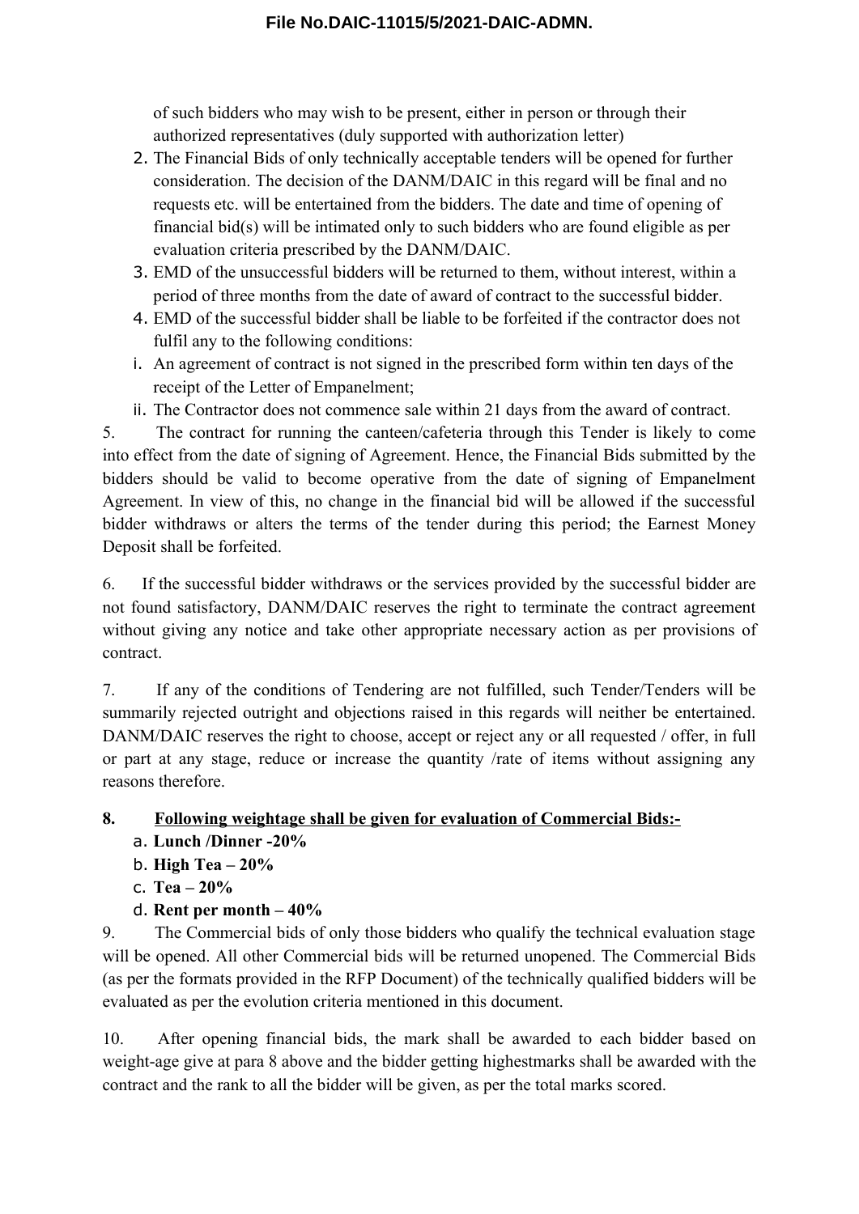of such bidders who may wish to be present, either in person or through their authorized representatives (duly supported with authorization letter)

2. The Financial Bids of only technically acceptable tenders will be opened for further consideration. The decision of the DANM/DAIC in this regard will be final and no requests etc. will be entertained from the bidders. The date and time of opening of financial bid(s) will be intimated only to such bidders who are found eligible as per evaluation criteria prescribed by the DANM/DAIC.
3. EMD of the unsuccessful bidders will be returned to them, without interest, within a period of three months from the date of award of contract to the successful bidder.
4. EMD of the successful bidder shall be liable to be forfeited if the contractor does not fulfil any to the following conditions:
   i. An agreement of contract is not signed in the prescribed form within ten days of the receipt of the Letter of Empanelment;
   ii. The Contractor does not commence sale within 21 days from the award of contract.

5. The contract for running the canteen/cafeteria through this Tender is likely to come into effect from the date of signing of Agreement. Hence, the Financial Bids submitted by the bidders should be valid to become operative from the date of signing of Empanelment Agreement. In view of this, no change in the financial bid will be allowed if the successful bidder withdraws or alters the terms of the tender during this period; the Earnest Money Deposit shall be forfeited.

6. If the successful bidder withdraws or the services provided by the successful bidder are not found satisfactory, DANM/DAIC reserves the right to terminate the contract agreement without giving any notice and take other appropriate necessary action as per provisions of contract.

7. If any of the conditions of Tendering are not fulfilled, such Tender/Tenders will be summarily rejected outright and objections raised in this regards will neither be entertained. DANM/DAIC reserves the right to choose, accept or reject any or all requested / offer, in full or part at any stage, reduce or increase the quantity /rate of items without assigning any reasons therefore.

8. **Following weightage shall be given for evaluation of Commercial Bids:-**
   a. **Lunch /Dinner -20%**
   b. **High Tea – 20%**
   c. **Tea – 20%**
   d. **Rent per month – 40%**

9. The Commercial bids of only those bidders who qualify the technical evaluation stage will be opened. All other Commercial bids will be returned unopened. The Commercial Bids (as per the formats provided in the RFP Document) of the technically qualified bidders will be evaluated as per the evolution criteria mentioned in this document.

10. After opening financial bids, the mark shall be awarded to each bidder based on weight-age give at para 8 above and the bidder getting highestmarks shall be awarded with the contract and the rank to all the bidder will be given, as per the total marks scored.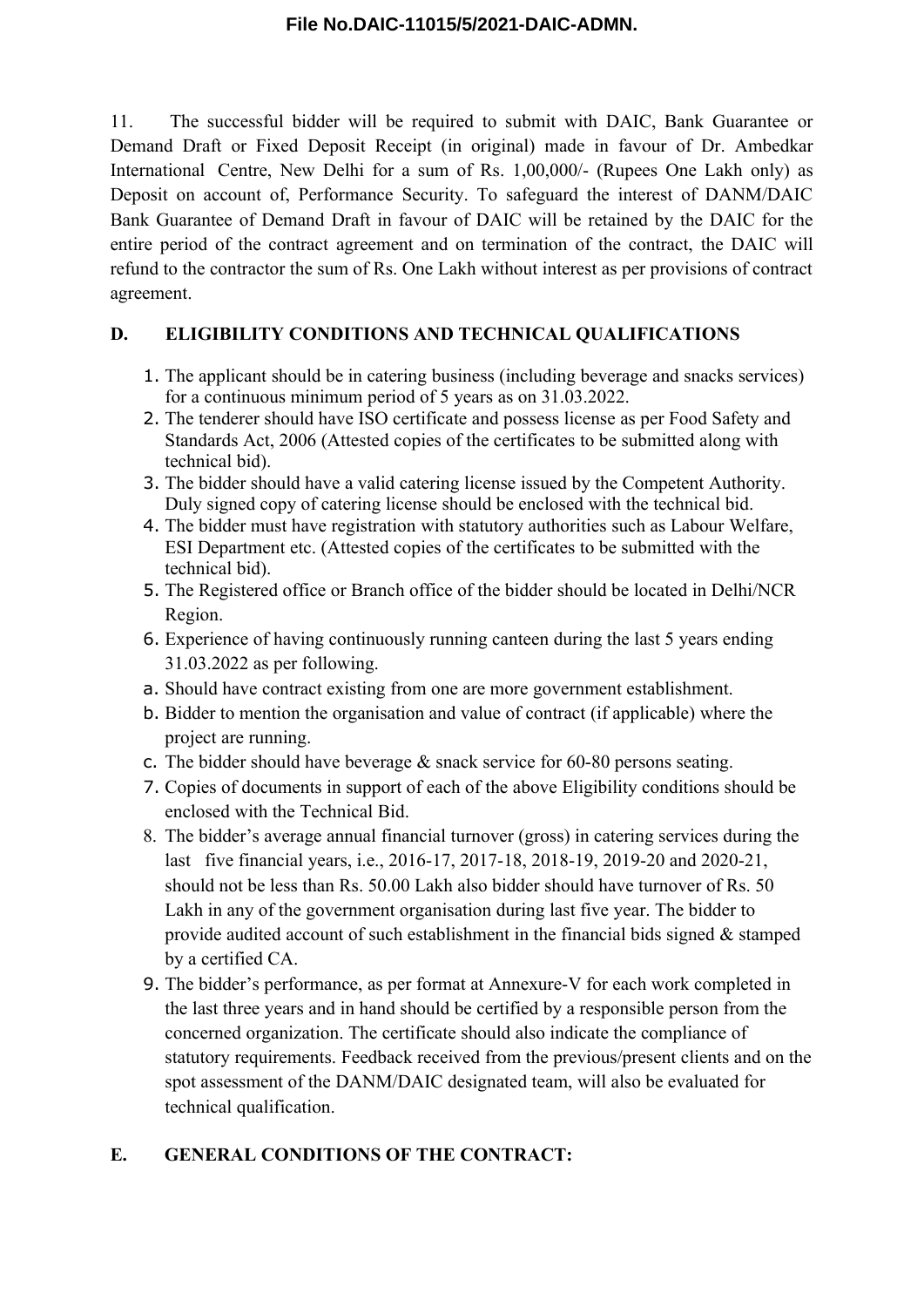11. The successful bidder will be required to submit with DAIC, Bank Guarantee or Demand Draft or Fixed Deposit Receipt (in original) made in favour of Dr. Ambedkar International Centre, New Delhi for a sum of Rs. 1,00,000/- (Rupees One Lakh only) as Deposit on account of, Performance Security. To safeguard the interest of DANM/DAIC Bank Guarantee of Demand Draft in favour of DAIC will be retained by the DAIC for the entire period of the contract agreement and on termination of the contract, the DAIC will refund to the contractor the sum of Rs. One Lakh without interest as per provisions of contract agreement.

## D. ELIGIBILITY CONDITIONS AND TECHNICAL QUALIFICATIONS

1. The applicant should be in catering business (including beverage and snacks services) for a continuous minimum period of 5 years as on 31.03.2022.
2. The tenderer should have ISO certificate and possess license as per Food Safety and Standards Act, 2006 (Attested copies of the certificates to be submitted along with technical bid).
3. The bidder should have a valid catering license issued by the Competent Authority. Duly signed copy of catering license should be enclosed with the technical bid.
4. The bidder must have registration with statutory authorities such as Labour Welfare, ESI Department etc. (Attested copies of the certificates to be submitted with the technical bid).
5. The Registered office or Branch office of the bidder should be located in Delhi/NCR Region.
6. Experience of having continuously running canteen during the last 5 years ending 31.03.2022 as per following.
   a. Should have contract existing from one are more government establishment.
   b. Bidder to mention the organisation and value of contract (if applicable) where the project are running.
   c. The bidder should have beverage & snack service for 60-80 persons seating.
7. Copies of documents in support of each of the above Eligibility conditions should be enclosed with the Technical Bid.
8. The bidder's average annual financial turnover (gross) in catering services during the last five financial years, i.e., 2016-17, 2017-18, 2018-19, 2019-20 and 2020-21, should not be less than Rs. 50.00 Lakh also bidder should have turnover of Rs. 50 Lakh in any of the government organisation during last five year. The bidder to provide audited account of such establishment in the financial bids signed & stamped by a certified CA.
9. The bidder's performance, as per format at Annexure-V for each work completed in the last three years and in hand should be certified by a responsible person from the concerned organization. The certificate should also indicate the compliance of statutory requirements. Feedback received from the previous/present clients and on the spot assessment of the DANM/DAIC designated team, will also be evaluated for technical qualification.

## E. GENERAL CONDITIONS OF THE CONTRACT: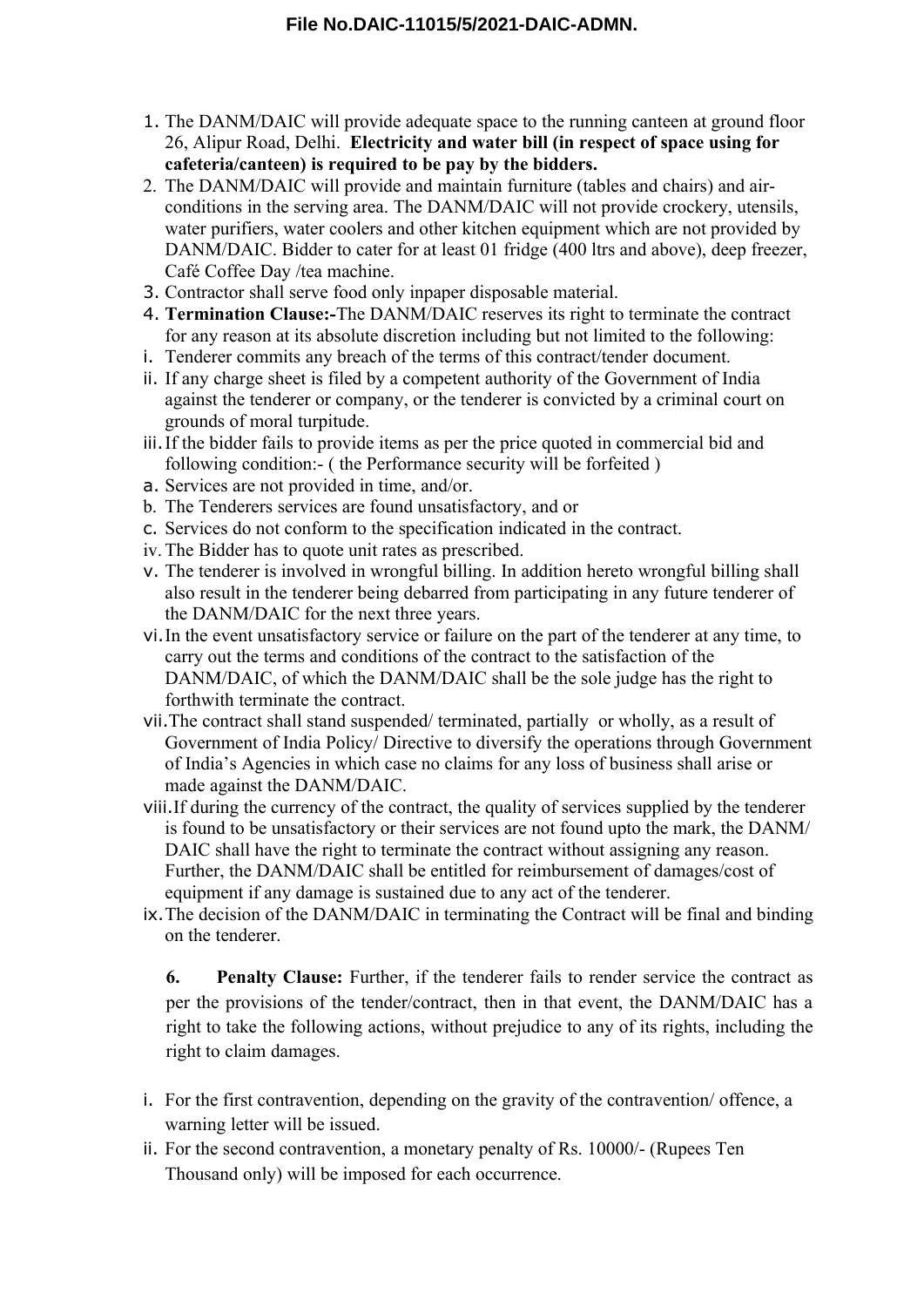1. The DANM/DAIC will provide adequate space to the running canteen at ground floor 26, Alipur Road, Delhi. **Electricity and water bill (in respect of space using for cafeteria/canteen) is required to be pay by the bidders.**
2. The DANM/DAIC will provide and maintain furniture (tables and chairs) and air-conditions in the serving area. The DANM/DAIC will not provide crockery, utensils, water purifiers, water coolers and other kitchen equipment which are not provided by DANM/DAIC. Bidder to cater for at least 01 fridge (400 ltrs and above), deep freezer, Café Coffee Day /tea machine.
3. Contractor shall serve food only inpaper disposable material.
4. **Termination Clause:-**The DANM/DAIC reserves its right to terminate the contract for any reason at its absolute discretion including but not limited to the following:

i. Tenderer commits any breach of the terms of this contract/tender document.

ii. If any charge sheet is filed by a competent authority of the Government of India against the tenderer or company, or the tenderer is convicted by a criminal court on grounds of moral turpitude.

iii. If the bidder fails to provide items as per the price quoted in commercial bid and following condition:- ( the Performance security will be forfeited )

a. Services are not provided in time, and/or.

b. The Tenderers services are found unsatisfactory, and or

c. Services do not conform to the specification indicated in the contract.

iv. The Bidder has to quote unit rates as prescribed.

v. The tenderer is involved in wrongful billing. In addition hereto wrongful billing shall also result in the tenderer being debarred from participating in any future tenderer of the DANM/DAIC for the next three years.

vi. In the event unsatisfactory service or failure on the part of the tenderer at any time, to carry out the terms and conditions of the contract to the satisfaction of the DANM/DAIC, of which the DANM/DAIC shall be the sole judge has the right to forthwith terminate the contract.

vii. The contract shall stand suspended/ terminated, partially or wholly, as a result of Government of India Policy/ Directive to diversify the operations through Government of India's Agencies in which case no claims for any loss of business shall arise or made against the DANM/DAIC.

viii. If during the currency of the contract, the quality of services supplied by the tenderer is found to be unsatisfactory or their services are not found upto the mark, the DANM/ DAIC shall have the right to terminate the contract without assigning any reason. Further, the DANM/DAIC shall be entitled for reimbursement of damages/cost of equipment if any damage is sustained due to any act of the tenderer.

ix. The decision of the DANM/DAIC in terminating the Contract will be final and binding on the tenderer.

**6. Penalty Clause:** Further, if the tenderer fails to render service the contract as per the provisions of the tender/contract, then in that event, the DANM/DAIC has a right to take the following actions, without prejudice to any of its rights, including the right to claim damages.

i. For the first contravention, depending on the gravity of the contravention/ offence, a warning letter will be issued.

ii. For the second contravention, a monetary penalty of Rs. 10000/- (Rupees Ten Thousand only) will be imposed for each occurrence.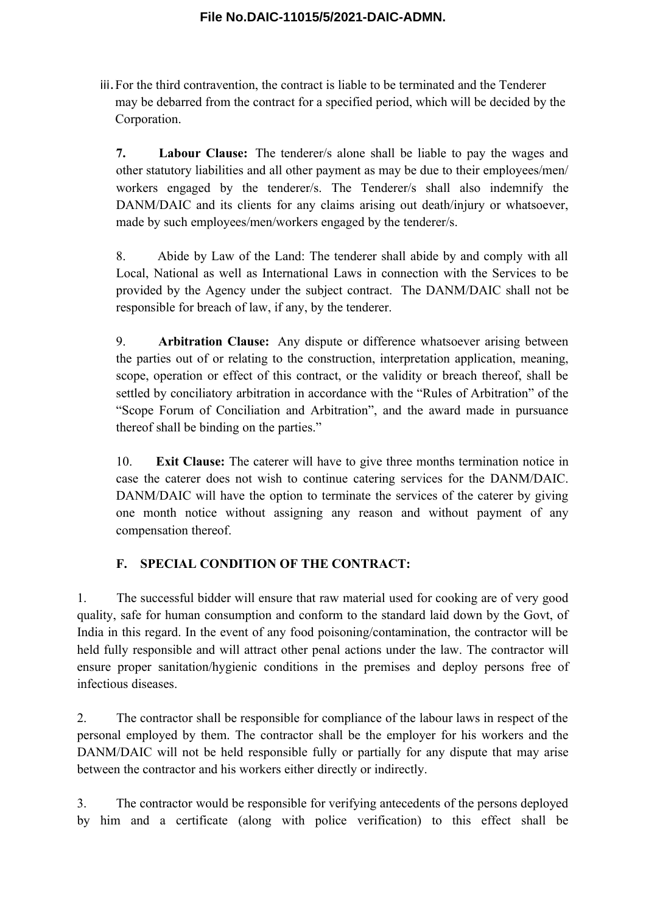iii. For the third contravention, the contract is liable to be terminated and the Tenderer may be debarred from the contract for a specified period, which will be decided by the Corporation.

**7. Labour Clause:** The tenderer/s alone shall be liable to pay the wages and other statutory liabilities and all other payment as may be due to their employees/men/ workers engaged by the tenderer/s. The Tenderer/s shall also indemnify the DANM/DAIC and its clients for any claims arising out death/injury or whatsoever, made by such employees/men/workers engaged by the tenderer/s.

8. Abide by Law of the Land: The tenderer shall abide by and comply with all Local, National as well as International Laws in connection with the Services to be provided by the Agency under the subject contract. The DANM/DAIC shall not be responsible for breach of law, if any, by the tenderer.

9. **Arbitration Clause:** Any dispute or difference whatsoever arising between the parties out of or relating to the construction, interpretation application, meaning, scope, operation or effect of this contract, or the validity or breach thereof, shall be settled by conciliatory arbitration in accordance with the "Rules of Arbitration" of the "Scope Forum of Conciliation and Arbitration", and the award made in pursuance thereof shall be binding on the parties."

10. **Exit Clause:** The caterer will have to give three months termination notice in case the caterer does not wish to continue catering services for the DANM/DAIC. DANM/DAIC will have the option to terminate the services of the caterer by giving one month notice without assigning any reason and without payment of any compensation thereof.

## F. SPECIAL CONDITION OF THE CONTRACT:

1. The successful bidder will ensure that raw material used for cooking are of very good quality, safe for human consumption and conform to the standard laid down by the Govt, of India in this regard. In the event of any food poisoning/contamination, the contractor will be held fully responsible and will attract other penal actions under the law. The contractor will ensure proper sanitation/hygienic conditions in the premises and deploy persons free of infectious diseases.

2. The contractor shall be responsible for compliance of the labour laws in respect of the personal employed by them. The contractor shall be the employer for his workers and the DANM/DAIC will not be held responsible fully or partially for any dispute that may arise between the contractor and his workers either directly or indirectly.

3. The contractor would be responsible for verifying antecedents of the persons deployed by him and a certificate (along with police verification) to this effect shall be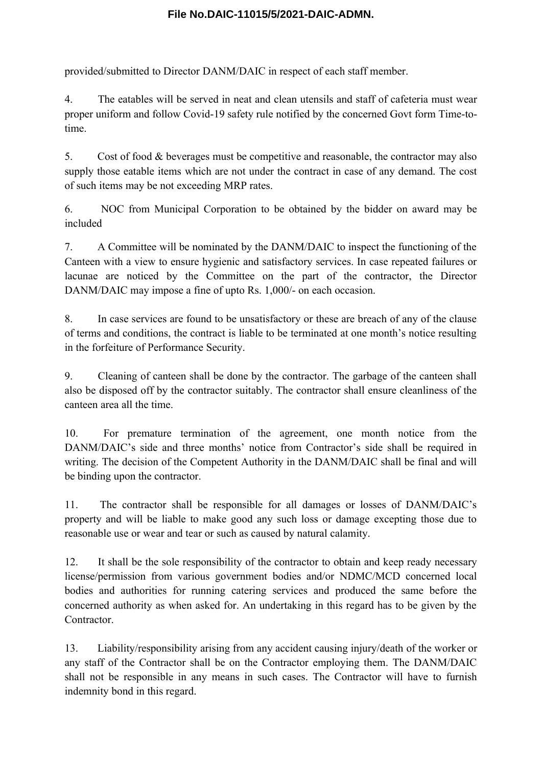provided/submitted to Director DANM/DAIC in respect of each staff member.

4. The eatables will be served in neat and clean utensils and staff of cafeteria must wear proper uniform and follow Covid-19 safety rule notified by the concerned Govt form Time-to-time.

5. Cost of food & beverages must be competitive and reasonable, the contractor may also supply those eatable items which are not under the contract in case of any demand. The cost of such items may be not exceeding MRP rates.

6. NOC from Municipal Corporation to be obtained by the bidder on award may be included

7. A Committee will be nominated by the DANM/DAIC to inspect the functioning of the Canteen with a view to ensure hygienic and satisfactory services. In case repeated failures or lacunae are noticed by the Committee on the part of the contractor, the Director DANM/DAIC may impose a fine of upto Rs. 1,000/- on each occasion.

8. In case services are found to be unsatisfactory or these are breach of any of the clause of terms and conditions, the contract is liable to be terminated at one month's notice resulting in the forfeiture of Performance Security.

9. Cleaning of canteen shall be done by the contractor. The garbage of the canteen shall also be disposed off by the contractor suitably. The contractor shall ensure cleanliness of the canteen area all the time.

10. For premature termination of the agreement, one month notice from the DANM/DAIC's side and three months' notice from Contractor's side shall be required in writing. The decision of the Competent Authority in the DANM/DAIC shall be final and will be binding upon the contractor.

11. The contractor shall be responsible for all damages or losses of DANM/DAIC's property and will be liable to make good any such loss or damage excepting those due to reasonable use or wear and tear or such as caused by natural calamity.

12. It shall be the sole responsibility of the contractor to obtain and keep ready necessary license/permission from various government bodies and/or NDMC/MCD concerned local bodies and authorities for running catering services and produced the same before the concerned authority as when asked for. An undertaking in this regard has to be given by the Contractor.

13. Liability/responsibility arising from any accident causing injury/death of the worker or any staff of the Contractor shall be on the Contractor employing them. The DANM/DAIC shall not be responsible in any means in such cases. The Contractor will have to furnish indemnity bond in this regard.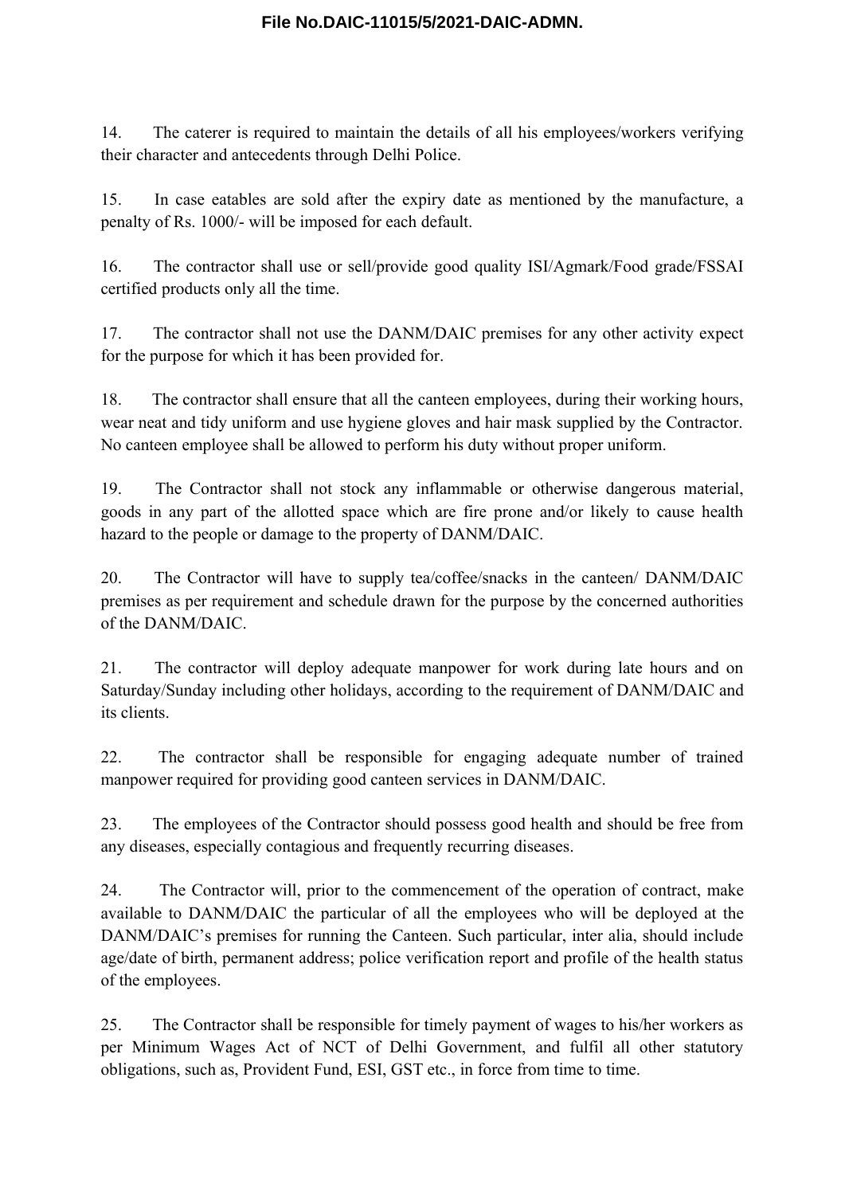14. The caterer is required to maintain the details of all his employees/workers verifying their character and antecedents through Delhi Police.

15. In case eatables are sold after the expiry date as mentioned by the manufacture, a penalty of Rs. 1000/- will be imposed for each default.

16. The contractor shall use or sell/provide good quality ISI/Agmark/Food grade/FSSAI certified products only all the time.

17. The contractor shall not use the DANM/DAIC premises for any other activity expect for the purpose for which it has been provided for.

18. The contractor shall ensure that all the canteen employees, during their working hours, wear neat and tidy uniform and use hygiene gloves and hair mask supplied by the Contractor. No canteen employee shall be allowed to perform his duty without proper uniform.

19. The Contractor shall not stock any inflammable or otherwise dangerous material, goods in any part of the allotted space which are fire prone and/or likely to cause health hazard to the people or damage to the property of DANM/DAIC.

20. The Contractor will have to supply tea/coffee/snacks in the canteen/ DANM/DAIC premises as per requirement and schedule drawn for the purpose by the concerned authorities of the DANM/DAIC.

21. The contractor will deploy adequate manpower for work during late hours and on Saturday/Sunday including other holidays, according to the requirement of DANM/DAIC and its clients.

22. The contractor shall be responsible for engaging adequate number of trained manpower required for providing good canteen services in DANM/DAIC.

23. The employees of the Contractor should possess good health and should be free from any diseases, especially contagious and frequently recurring diseases.

24. The Contractor will, prior to the commencement of the operation of contract, make available to DANM/DAIC the particular of all the employees who will be deployed at the DANM/DAIC's premises for running the Canteen. Such particular, inter alia, should include age/date of birth, permanent address; police verification report and profile of the health status of the employees.

25. The Contractor shall be responsible for timely payment of wages to his/her workers as per Minimum Wages Act of NCT of Delhi Government, and fulfil all other statutory obligations, such as, Provident Fund, ESI, GST etc., in force from time to time.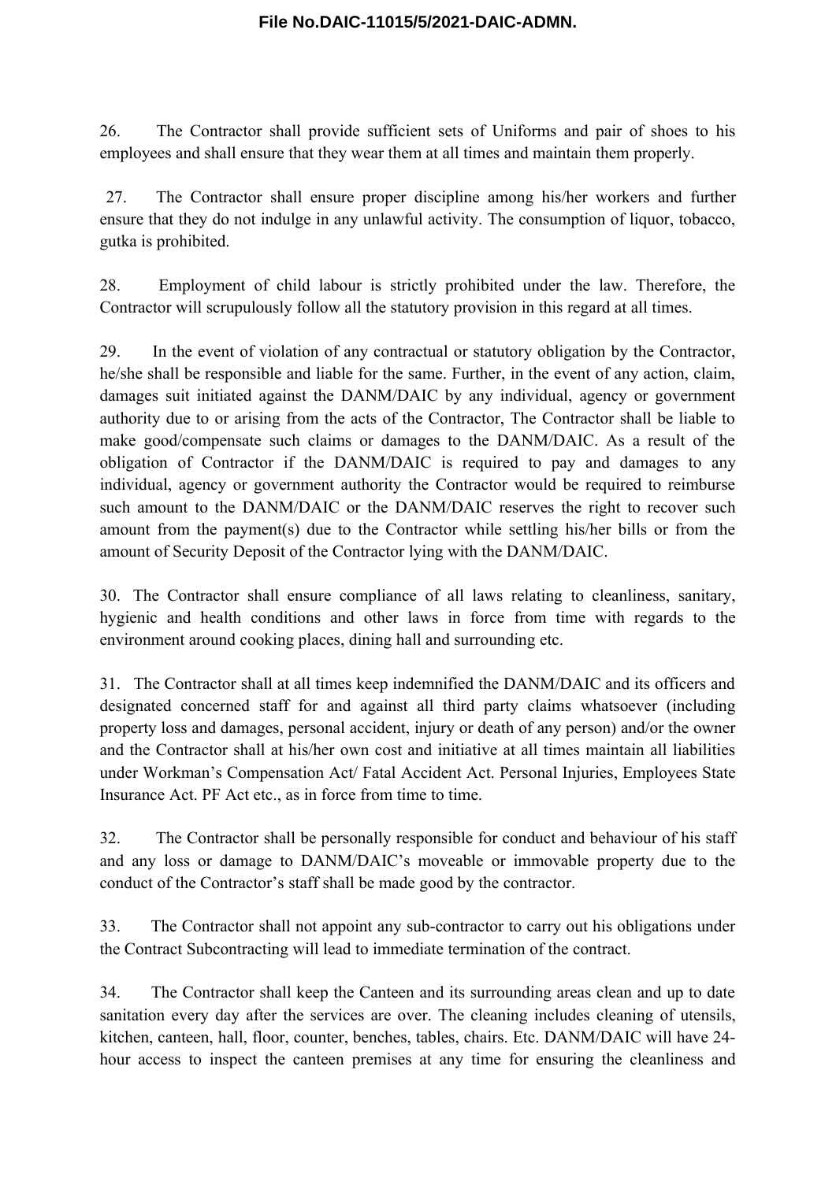26. The Contractor shall provide sufficient sets of Uniforms and pair of shoes to his employees and shall ensure that they wear them at all times and maintain them properly.

27. The Contractor shall ensure proper discipline among his/her workers and further ensure that they do not indulge in any unlawful activity. The consumption of liquor, tobacco, gutka is prohibited.

28. Employment of child labour is strictly prohibited under the law. Therefore, the Contractor will scrupulously follow all the statutory provision in this regard at all times.

29. In the event of violation of any contractual or statutory obligation by the Contractor, he/she shall be responsible and liable for the same. Further, in the event of any action, claim, damages suit initiated against the DANM/DAIC by any individual, agency or government authority due to or arising from the acts of the Contractor, The Contractor shall be liable to make good/compensate such claims or damages to the DANM/DAIC. As a result of the obligation of Contractor if the DANM/DAIC is required to pay and damages to any individual, agency or government authority the Contractor would be required to reimburse such amount to the DANM/DAIC or the DANM/DAIC reserves the right to recover such amount from the payment(s) due to the Contractor while settling his/her bills or from the amount of Security Deposit of the Contractor lying with the DANM/DAIC.

30. The Contractor shall ensure compliance of all laws relating to cleanliness, sanitary, hygienic and health conditions and other laws in force from time with regards to the environment around cooking places, dining hall and surrounding etc.

31. The Contractor shall at all times keep indemnified the DANM/DAIC and its officers and designated concerned staff for and against all third party claims whatsoever (including property loss and damages, personal accident, injury or death of any person) and/or the owner and the Contractor shall at his/her own cost and initiative at all times maintain all liabilities under Workman's Compensation Act/ Fatal Accident Act. Personal Injuries, Employees State Insurance Act. PF Act etc., as in force from time to time.

32. The Contractor shall be personally responsible for conduct and behaviour of his staff and any loss or damage to DANM/DAIC's moveable or immovable property due to the conduct of the Contractor's staff shall be made good by the contractor.

33. The Contractor shall not appoint any sub-contractor to carry out his obligations under the Contract Subcontracting will lead to immediate termination of the contract.

34. The Contractor shall keep the Canteen and its surrounding areas clean and up to date sanitation every day after the services are over. The cleaning includes cleaning of utensils, kitchen, canteen, hall, floor, counter, benches, tables, chairs. Etc. DANM/DAIC will have 24-hour access to inspect the canteen premises at any time for ensuring the cleanliness and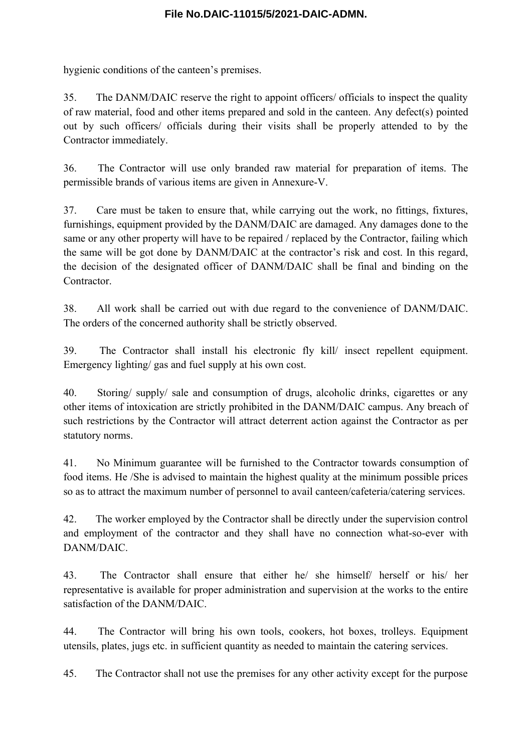hygienic conditions of the canteen's premises.

35. The DANM/DAIC reserve the right to appoint officers/ officials to inspect the quality of raw material, food and other items prepared and sold in the canteen. Any defect(s) pointed out by such officers/ officials during their visits shall be properly attended to by the Contractor immediately.

36. The Contractor will use only branded raw material for preparation of items. The permissible brands of various items are given in Annexure-V.

37. Care must be taken to ensure that, while carrying out the work, no fittings, fixtures, furnishings, equipment provided by the DANM/DAIC are damaged. Any damages done to the same or any other property will have to be repaired / replaced by the Contractor, failing which the same will be got done by DANM/DAIC at the contractor's risk and cost. In this regard, the decision of the designated officer of DANM/DAIC shall be final and binding on the Contractor.

38. All work shall be carried out with due regard to the convenience of DANM/DAIC. The orders of the concerned authority shall be strictly observed.

39. The Contractor shall install his electronic fly kill/ insect repellent equipment. Emergency lighting/ gas and fuel supply at his own cost.

40. Storing/ supply/ sale and consumption of drugs, alcoholic drinks, cigarettes or any other items of intoxication are strictly prohibited in the DANM/DAIC campus. Any breach of such restrictions by the Contractor will attract deterrent action against the Contractor as per statutory norms.

41. No Minimum guarantee will be furnished to the Contractor towards consumption of food items. He /She is advised to maintain the highest quality at the minimum possible prices so as to attract the maximum number of personnel to avail canteen/cafeteria/catering services.

42. The worker employed by the Contractor shall be directly under the supervision control and employment of the contractor and they shall have no connection what-so-ever with DANM/DAIC.

43. The Contractor shall ensure that either he/ she himself/ herself or his/ her representative is available for proper administration and supervision at the works to the entire satisfaction of the DANM/DAIC.

44. The Contractor will bring his own tools, cookers, hot boxes, trolleys. Equipment utensils, plates, jugs etc. in sufficient quantity as needed to maintain the catering services.

45. The Contractor shall not use the premises for any other activity except for the purpose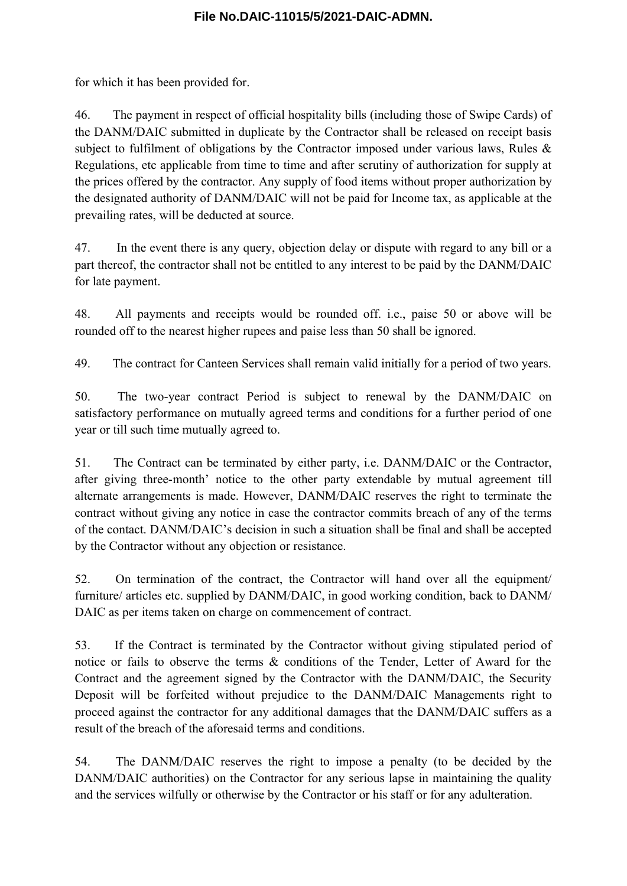for which it has been provided for.

46. The payment in respect of official hospitality bills (including those of Swipe Cards) of the DANM/DAIC submitted in duplicate by the Contractor shall be released on receipt basis subject to fulfilment of obligations by the Contractor imposed under various laws, Rules & Regulations, etc applicable from time to time and after scrutiny of authorization for supply at the prices offered by the contractor. Any supply of food items without proper authorization by the designated authority of DANM/DAIC will not be paid for Income tax, as applicable at the prevailing rates, will be deducted at source.

47. In the event there is any query, objection delay or dispute with regard to any bill or a part thereof, the contractor shall not be entitled to any interest to be paid by the DANM/DAIC for late payment.

48. All payments and receipts would be rounded off. i.e., paise 50 or above will be rounded off to the nearest higher rupees and paise less than 50 shall be ignored.

49. The contract for Canteen Services shall remain valid initially for a period of two years.

50. The two-year contract Period is subject to renewal by the DANM/DAIC on satisfactory performance on mutually agreed terms and conditions for a further period of one year or till such time mutually agreed to.

51. The Contract can be terminated by either party, i.e. DANM/DAIC or the Contractor, after giving three-month' notice to the other party extendable by mutual agreement till alternate arrangements is made. However, DANM/DAIC reserves the right to terminate the contract without giving any notice in case the contractor commits breach of any of the terms of the contact. DANM/DAIC's decision in such a situation shall be final and shall be accepted by the Contractor without any objection or resistance.

52. On termination of the contract, the Contractor will hand over all the equipment/ furniture/ articles etc. supplied by DANM/DAIC, in good working condition, back to DANM/ DAIC as per items taken on charge on commencement of contract.

53. If the Contract is terminated by the Contractor without giving stipulated period of notice or fails to observe the terms & conditions of the Tender, Letter of Award for the Contract and the agreement signed by the Contractor with the DANM/DAIC, the Security Deposit will be forfeited without prejudice to the DANM/DAIC Managements right to proceed against the contractor for any additional damages that the DANM/DAIC suffers as a result of the breach of the aforesaid terms and conditions.

54. The DANM/DAIC reserves the right to impose a penalty (to be decided by the DANM/DAIC authorities) on the Contractor for any serious lapse in maintaining the quality and the services wilfully or otherwise by the Contractor or his staff or for any adulteration.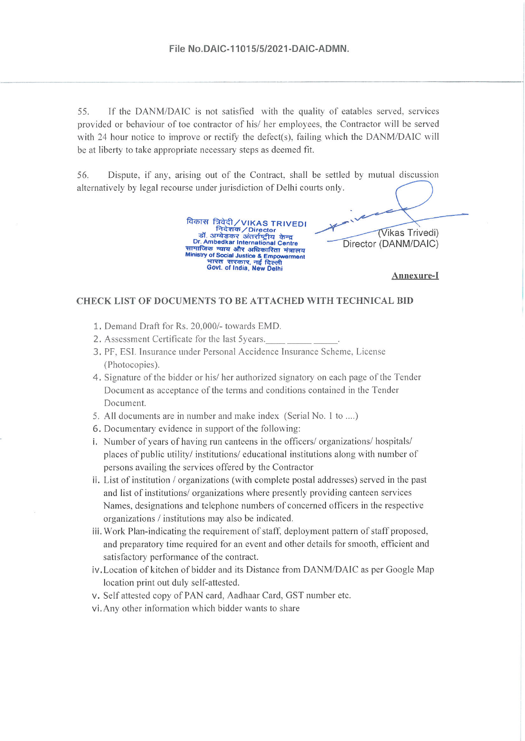55. If the DANM/DAIC is not satisfied with the quality of eatables served, services provided or behaviour of toe contractor of his/ her employees, the Contractor will be served with 24 hour notice to improve or rectify the defect(s), failing which the DANM/DAIC will be at liberty to take appropriate necessary steps as deemed fit.

56. Dispute, if any, arising out of the Contract, shall be settled by mutual discussion alternatively by legal recourse under jurisdiction of Delhi courts only.

विकास त्रिवेदी / VIKAS TRIVEDI
निदेशक / Director
डॉ. अम्बेडकर अंतर्राष्ट्रीय केन्द्र
Dr. Ambedkar International Centre
सामाजिक न्याय और अधिकारिता मंत्रालय
Ministry of Social Justice & Empowerment
भारत सरकार, नई दिल्ली
Govt. of India, New Delhi

(Vikas Trivedi)
Director (DANM/DAIC)

**Annexure-I**

## CHECK LIST OF DOCUMENTS TO BE ATTACHED WITH TECHNICAL BID

1. Demand Draft for Rs. 20,000/- towards EMD.
2. Assessment Certificate for the last 5years.____ _____ _____.
3. PF, ESI. Insurance under Personal Accidence Insurance Scheme, License (Photocopies).
4. Signature of the bidder or his/ her authorized signatory on each page of the Tender Document as acceptance of the terms and conditions contained in the Tender Document.
5. All documents are in number and make index (Serial No. 1 to ....)
6. Documentary evidence in support of the following:

i. Number of years of having run canteens in the officers/ organizations/ hospitals/ places of public utility/ institutions/ educational institutions along with number of persons availing the services offered by the Contractor

ii. List of institution / organizations (with complete postal addresses) served in the past and list of institutions/ organizations where presently providing canteen services Names, designations and telephone numbers of concerned officers in the respective organizations / institutions may also be indicated.

iii. Work Plan-indicating the requirement of staff, deployment pattern of staff proposed, and preparatory time required for an event and other details for smooth, efficient and satisfactory performance of the contract.

iv. Location of kitchen of bidder and its Distance from DANM/DAIC as per Google Map location print out duly self-attested.

v. Self attested copy of PAN card, Aadhaar Card, GST number etc.

vi. Any other information which bidder wants to share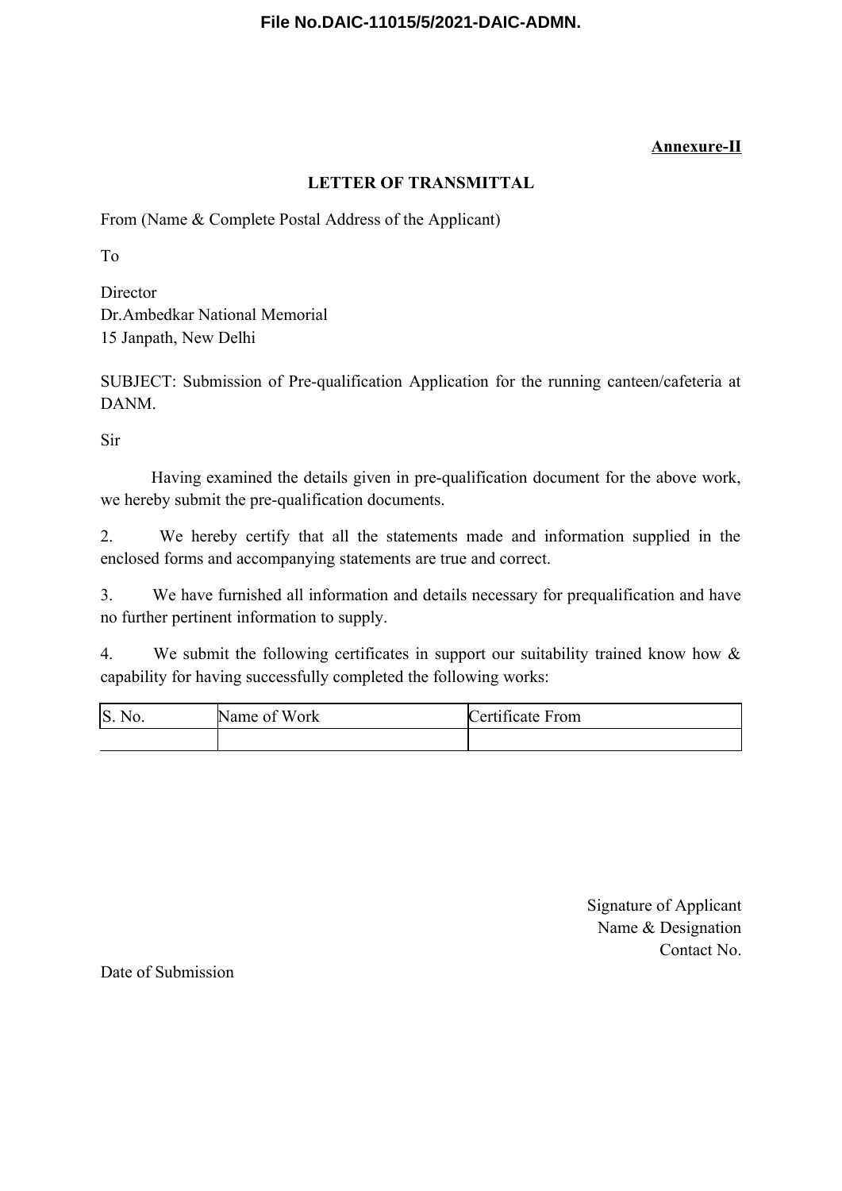**Annexure-II**

**LETTER OF TRANSMITTAL**

From (Name & Complete Postal Address of the Applicant)

To

Director
Dr.Ambedkar National Memorial
15 Janpath, New Delhi

SUBJECT: Submission of Pre-qualification Application for the running canteen/cafeteria at DANM.

Sir

Having examined the details given in pre-qualification document for the above work, we hereby submit the pre-qualification documents.

2. We hereby certify that all the statements made and information supplied in the enclosed forms and accompanying statements are true and correct.

3. We have furnished all information and details necessary for prequalification and have no further pertinent information to supply.

4. We submit the following certificates in support our suitability trained know how & capability for having successfully completed the following works:

| S. No. | Name of Work | Certificate From |
|---|---|---|
| | | |

Signature of Applicant
Name & Designation
Contact No.

Date of Submission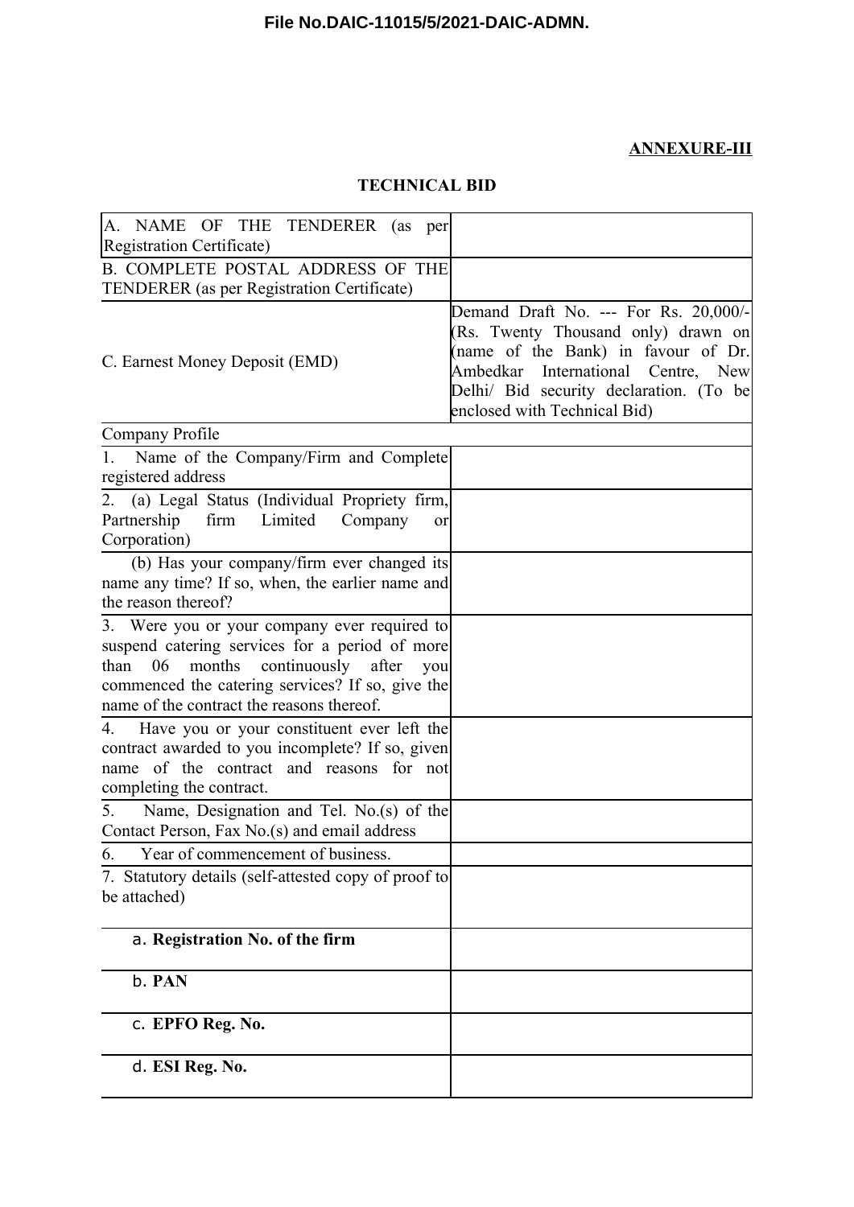**ANNEXURE-III**

## TECHNICAL BID

| | |
|---|---|
| A. NAME OF THE TENDERER (as per Registration Certificate) | |
| B. COMPLETE POSTAL ADDRESS OF THE TENDERER (as per Registration Certificate) | |
| C. Earnest Money Deposit (EMD) | Demand Draft No. --- For Rs. 20,000/- (Rs. Twenty Thousand only) drawn on (name of the Bank) in favour of Dr. Ambedkar International Centre, New Delhi/ Bid security declaration. (To be enclosed with Technical Bid) |
| Company Profile | |
| 1. Name of the Company/Firm and Complete registered address | |
| 2. (a) Legal Status (Individual Propriety firm, Partnership firm Limited Company or Corporation) | |
| (b) Has your company/firm ever changed its name any time? If so, when, the earlier name and the reason thereof? | |
| 3. Were you or your company ever required to suspend catering services for a period of more than 06 months continuously after you commenced the catering services? If so, give the name of the contract the reasons thereof. | |
| 4. Have you or your constituent ever left the contract awarded to you incomplete? If so, given name of the contract and reasons for not completing the contract. | |
| 5. Name, Designation and Tel. No.(s) of the Contact Person, Fax No.(s) and email address | |
| 6. Year of commencement of business. | |
| 7. Statutory details (self-attested copy of proof to be attached) | |
| a. **Registration No. of the firm** | |
| b. **PAN** | |
| c. **EPFO Reg. No.** | |
| d. **ESI Reg. No.** | |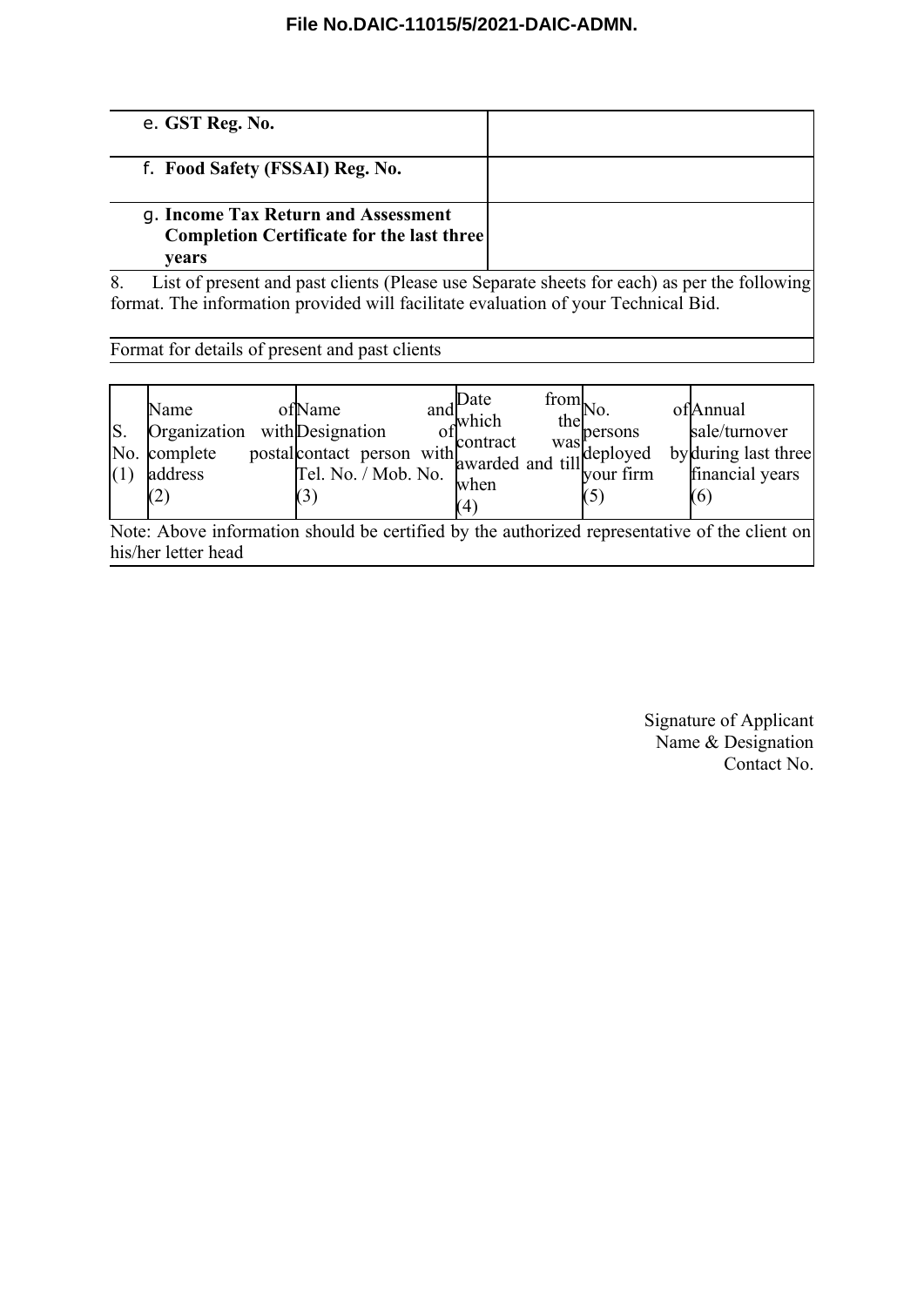| | |
|---|---|
| e. **GST Reg. No.** | |
| f. **Food Safety (FSSAI) Reg. No.** | |
| g. **Income Tax Return and Assessment Completion Certificate for the last three years** | |

8. List of present and past clients (Please use Separate sheets for each) as per the following format. The information provided will facilitate evaluation of your Technical Bid.

Format for details of present and past clients

| S. No. (1) | Name of Organization with complete postal address (2) | Name and Designation of contact person with Tel. No. / Mob. No. (3) | Date from which the contract was awarded and till when (4) | No. of persons deployed by your firm (5) | Annual sale/turnover during last three financial years (6) |
|---|---|---|---|---|---|

Note: Above information should be certified by the authorized representative of the client on his/her letter head

Signature of Applicant
Name & Designation
Contact No.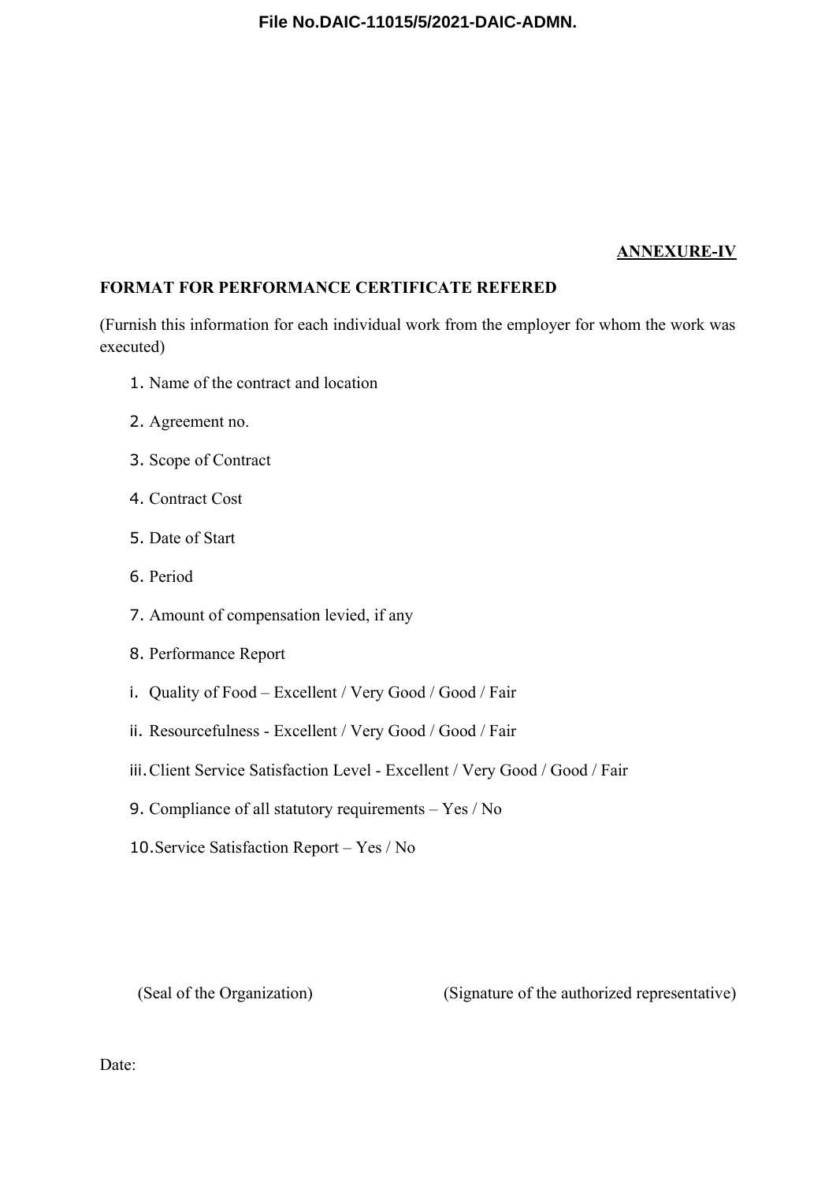**ANNEXURE-IV**

**FORMAT FOR PERFORMANCE CERTIFICATE REFERED**

(Furnish this information for each individual work from the employer for whom the work was executed)

1. Name of the contract and location
2. Agreement no.
3. Scope of Contract
4. Contract Cost
5. Date of Start
6. Period
7. Amount of compensation levied, if any
8. Performance Report

    i. Quality of Food – Excellent / Very Good / Good / Fair

    ii. Resourcefulness - Excellent / Very Good / Good / Fair

    iii. Client Service Satisfaction Level - Excellent / Very Good / Good / Fair

9. Compliance of all statutory requirements – Yes / No
10. Service Satisfaction Report – Yes / No

(Seal of the Organization) (Signature of the authorized representative)

Date: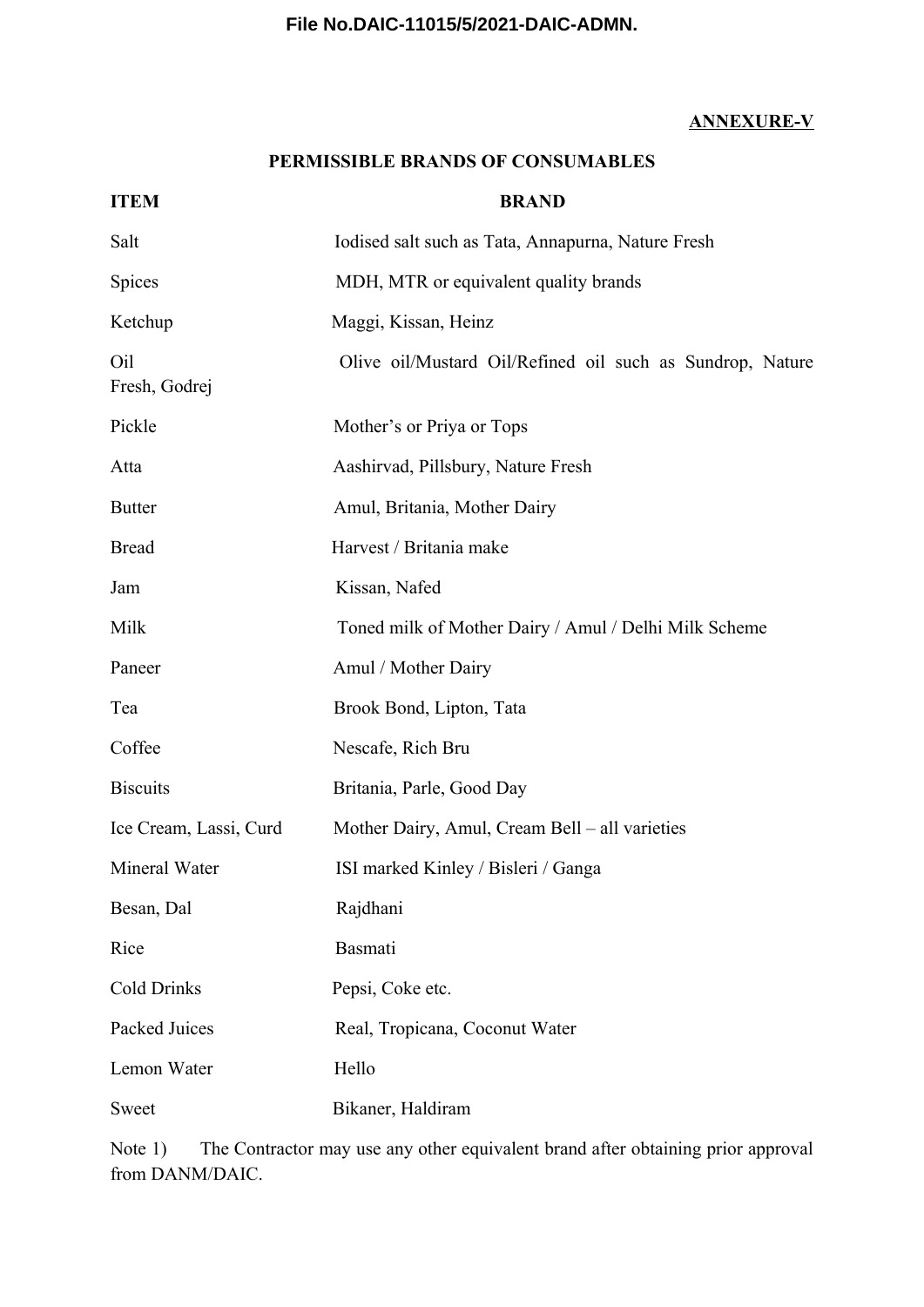**ANNEXURE-V**

**PERMISSIBLE BRANDS OF CONSUMABLES**

| ITEM | BRAND |
|---|---|
| Salt | Iodised salt such as Tata, Annapurna, Nature Fresh |
| Spices | MDH, MTR or equivalent quality brands |
| Ketchup | Maggi, Kissan, Heinz |
| Oil | Olive oil/Mustard Oil/Refined oil such as Sundrop, Nature Fresh, Godrej |
| Pickle | Mother's or Priya or Tops |
| Atta | Aashirvad, Pillsbury, Nature Fresh |
| Butter | Amul, Britania, Mother Dairy |
| Bread | Harvest / Britania make |
| Jam | Kissan, Nafed |
| Milk | Toned milk of Mother Dairy / Amul / Delhi Milk Scheme |
| Paneer | Amul / Mother Dairy |
| Tea | Brook Bond, Lipton, Tata |
| Coffee | Nescafe, Rich Bru |
| Biscuits | Britania, Parle, Good Day |
| Ice Cream, Lassi, Curd | Mother Dairy, Amul, Cream Bell – all varieties |
| Mineral Water | ISI marked Kinley / Bisleri / Ganga |
| Besan, Dal | Rajdhani |
| Rice | Basmati |
| Cold Drinks | Pepsi, Coke etc. |
| Packed Juices | Real, Tropicana, Coconut Water |
| Lemon Water | Hello |
| Sweet | Bikaner, Haldiram |

Note 1) The Contractor may use any other equivalent brand after obtaining prior approval from DANM/DAIC.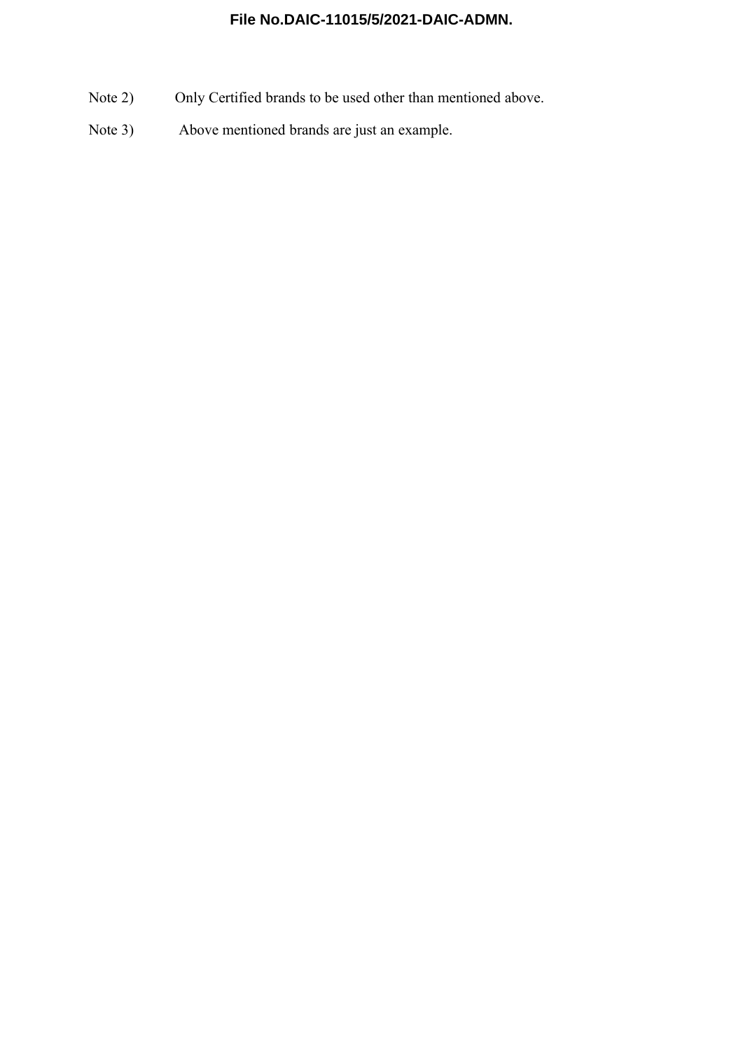Note 2) Only Certified brands to be used other than mentioned above.

Note 3) Above mentioned brands are just an example.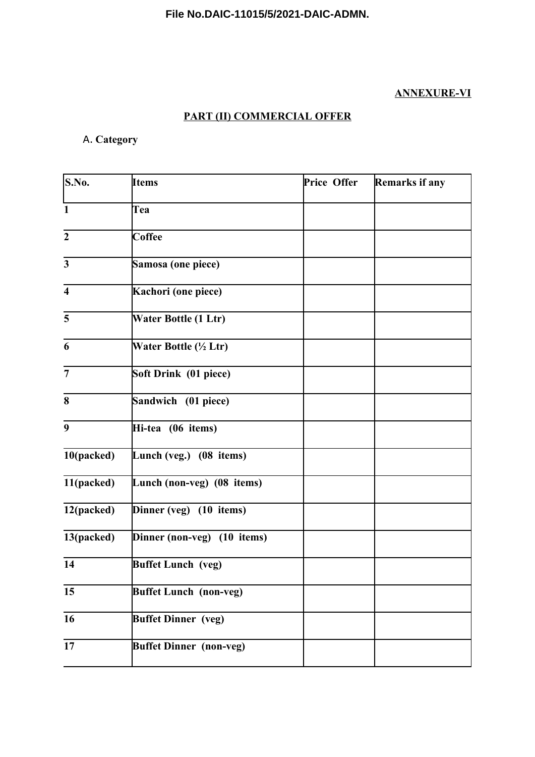**ANNEXURE-VI**

## PART (II) COMMERCIAL OFFER

A. **Category**

| S.No. | Items | Price Offer | Remarks if any |
|---|---|---|---|
| 1 | Tea | | |
| 2 | Coffee | | |
| 3 | Samosa (one piece) | | |
| 4 | Kachori (one piece) | | |
| 5 | Water Bottle (1 Ltr) | | |
| 6 | Water Bottle (½ Ltr) | | |
| 7 | Soft Drink (01 piece) | | |
| 8 | Sandwich (01 piece) | | |
| 9 | Hi-tea (06 items) | | |
| 10(packed) | Lunch (veg.) (08 items) | | |
| 11(packed) | Lunch (non-veg) (08 items) | | |
| 12(packed) | Dinner (veg) (10 items) | | |
| 13(packed) | Dinner (non-veg) (10 items) | | |
| 14 | Buffet Lunch (veg) | | |
| 15 | Buffet Lunch (non-veg) | | |
| 16 | Buffet Dinner (veg) | | |
| 17 | Buffet Dinner (non-veg) | | |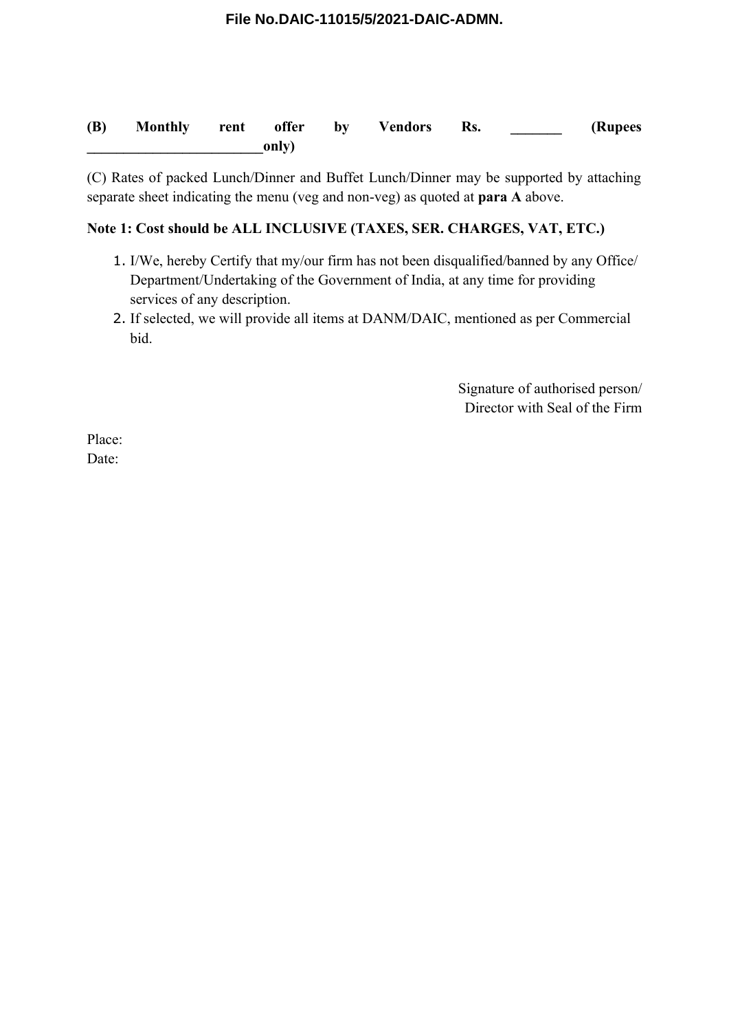**(B) Monthly rent offer by Vendors Rs. _______ (Rupees _______________________only)**

(C) Rates of packed Lunch/Dinner and Buffet Lunch/Dinner may be supported by attaching separate sheet indicating the menu (veg and non-veg) as quoted at **para A** above.

**Note 1: Cost should be ALL INCLUSIVE (TAXES, SER. CHARGES, VAT, ETC.)**

1. I/We, hereby Certify that my/our firm has not been disqualified/banned by any Office/ Department/Undertaking of the Government of India, at any time for providing services of any description.
2. If selected, we will provide all items at DANM/DAIC, mentioned as per Commercial bid.

Signature of authorised person/
Director with Seal of the Firm

Place:
Date: